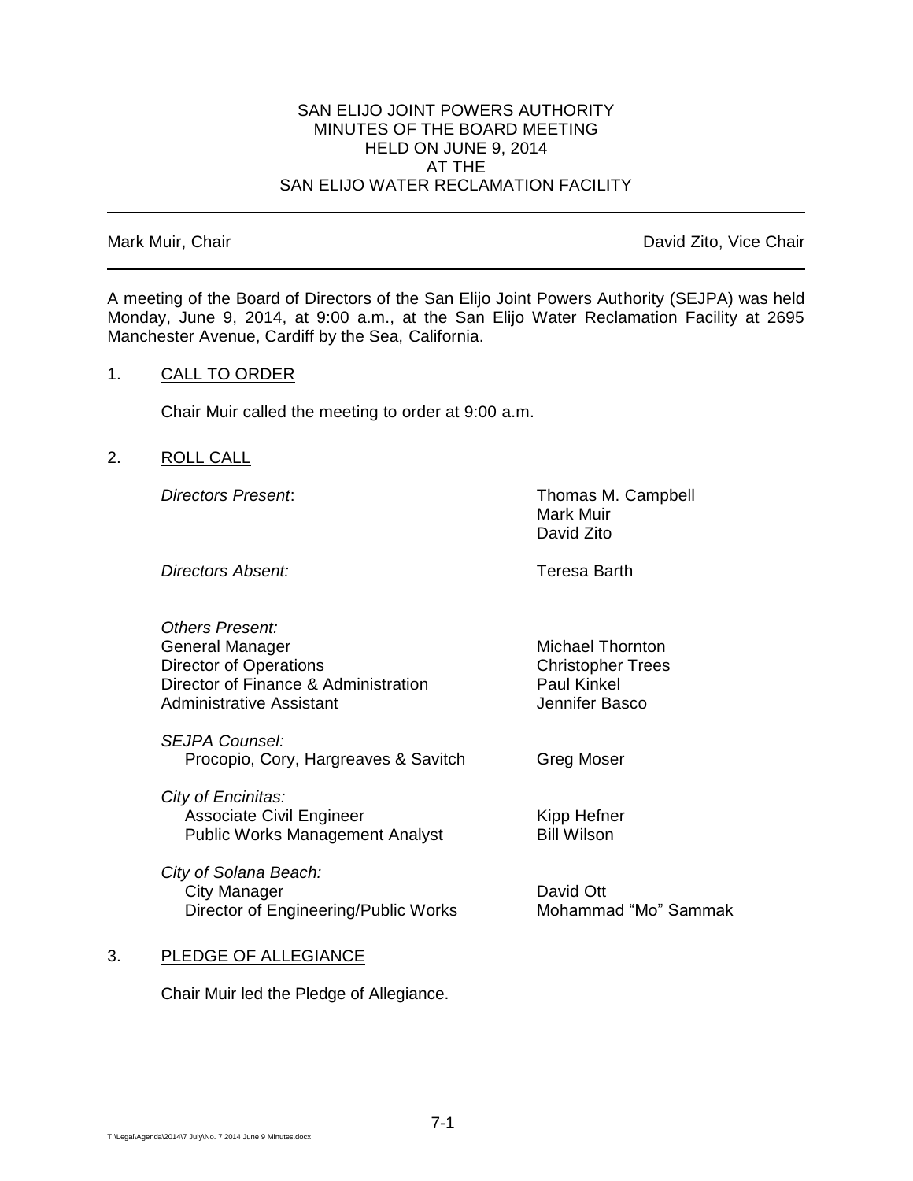# SAN ELIJO JOINT POWERS AUTHORITY
## MINUTES OF THE BOARD MEETING
## HELD ON JUNE 9, 2014
## AT THE
## SAN ELIJO WATER RECLAMATION FACILITY

---

Mark Muir, Chair | David Zito, Vice Chair

---

A meeting of the Board of Directors of the San Elijo Joint Powers Authority (SEJPA) was held Monday, June 9, 2014, at 9:00 a.m., at the San Elijo Water Reclamation Facility at 2695 Manchester Avenue, Cardiff by the Sea, California.

1. CALL TO ORDER

   Chair Muir called the meeting to order at 9:00 a.m.

2. ROLL CALL

| | |
|---|---|
| *Directors Present*: | Thomas M. Campbell<br>Mark Muir<br>David Zito |
| *Directors Absent:* | Teresa Barth |
| *Others Present:* | |
| General Manager | Michael Thornton |
| Director of Operations | Christopher Trees |
| Director of Finance & Administration | Paul Kinkel |
| Administrative Assistant | Jennifer Basco |
| *SEJPA Counsel:* | |
| Procopio, Cory, Hargreaves & Savitch | Greg Moser |
| *City of Encinitas:* | |
| Associate Civil Engineer | Kipp Hefner |
| Public Works Management Analyst | Bill Wilson |
| *City of Solana Beach:* | |
| City Manager | David Ott |
| Director of Engineering/Public Works | Mohammad "Mo" Sammak |

3. PLEDGE OF ALLEGIANCE

   Chair Muir led the Pledge of Allegiance.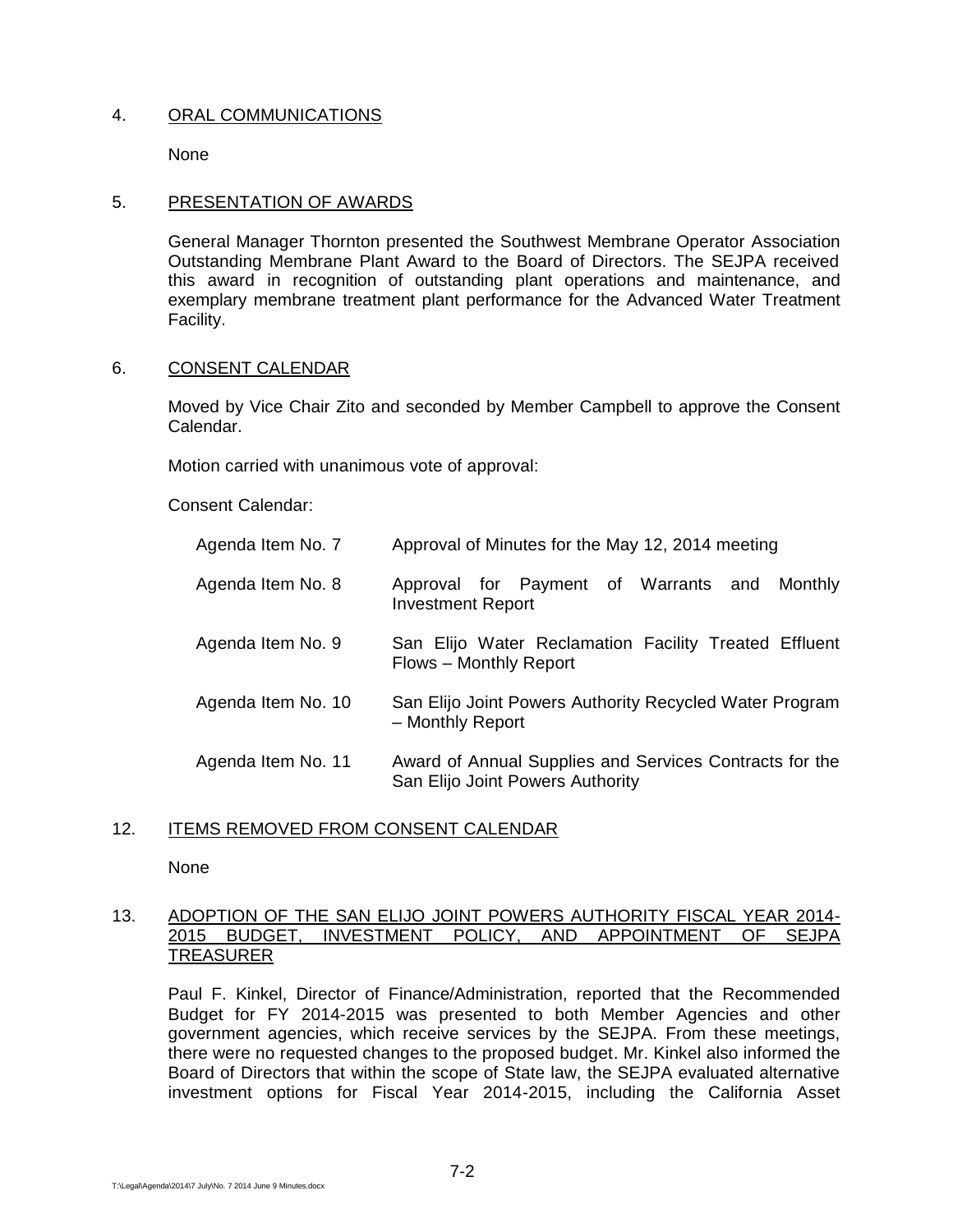4. ORAL COMMUNICATIONS

None

5. PRESENTATION OF AWARDS

General Manager Thornton presented the Southwest Membrane Operator Association Outstanding Membrane Plant Award to the Board of Directors. The SEJPA received this award in recognition of outstanding plant operations and maintenance, and exemplary membrane treatment plant performance for the Advanced Water Treatment Facility.

6. CONSENT CALENDAR

Moved by Vice Chair Zito and seconded by Member Campbell to approve the Consent Calendar.

Motion carried with unanimous vote of approval:

Consent Calendar:

| | |
|---|---|
| Agenda Item No. 7 | Approval of Minutes for the May 12, 2014 meeting |
| Agenda Item No. 8 | Approval for Payment of Warrants and Monthly Investment Report |
| Agenda Item No. 9 | San Elijo Water Reclamation Facility Treated Effluent Flows – Monthly Report |
| Agenda Item No. 10 | San Elijo Joint Powers Authority Recycled Water Program – Monthly Report |
| Agenda Item No. 11 | Award of Annual Supplies and Services Contracts for the San Elijo Joint Powers Authority |

12. ITEMS REMOVED FROM CONSENT CALENDAR

None

13. ADOPTION OF THE SAN ELIJO JOINT POWERS AUTHORITY FISCAL YEAR 2014-2015 BUDGET, INVESTMENT POLICY, AND APPOINTMENT OF SEJPA TREASURER

Paul F. Kinkel, Director of Finance/Administration, reported that the Recommended Budget for FY 2014-2015 was presented to both Member Agencies and other government agencies, which receive services by the SEJPA. From these meetings, there were no requested changes to the proposed budget. Mr. Kinkel also informed the Board of Directors that within the scope of State law, the SEJPA evaluated alternative investment options for Fiscal Year 2014-2015, including the California Asset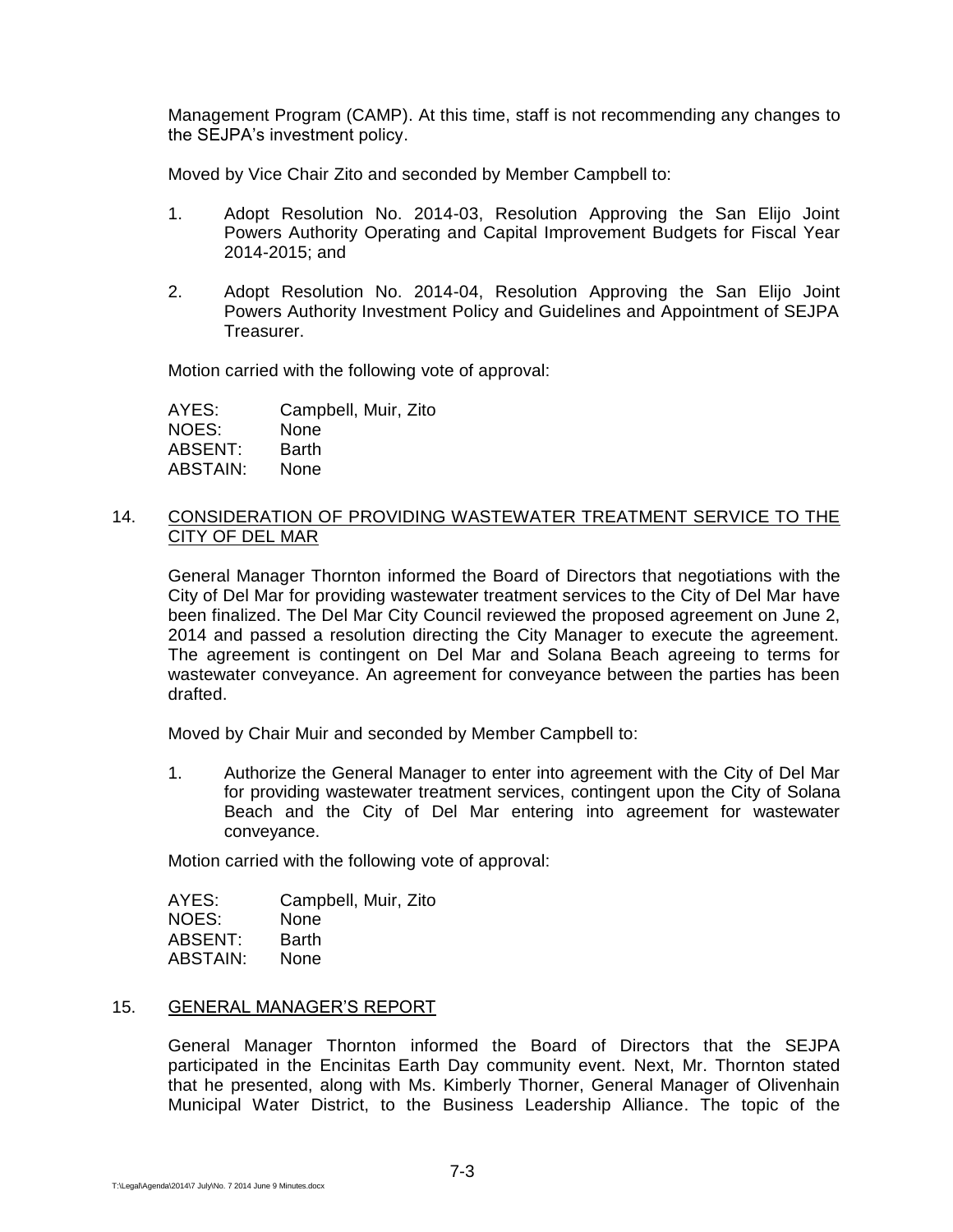Management Program (CAMP). At this time, staff is not recommending any changes to the SEJPA's investment policy.

Moved by Vice Chair Zito and seconded by Member Campbell to:

1. Adopt Resolution No. 2014-03, Resolution Approving the San Elijo Joint Powers Authority Operating and Capital Improvement Budgets for Fiscal Year 2014-2015; and

2. Adopt Resolution No. 2014-04, Resolution Approving the San Elijo Joint Powers Authority Investment Policy and Guidelines and Appointment of SEJPA Treasurer.

Motion carried with the following vote of approval:

AYES: Campbell, Muir, Zito
NOES: None
ABSENT: Barth
ABSTAIN: None

14. CONSIDERATION OF PROVIDING WASTEWATER TREATMENT SERVICE TO THE CITY OF DEL MAR

General Manager Thornton informed the Board of Directors that negotiations with the City of Del Mar for providing wastewater treatment services to the City of Del Mar have been finalized. The Del Mar City Council reviewed the proposed agreement on June 2, 2014 and passed a resolution directing the City Manager to execute the agreement. The agreement is contingent on Del Mar and Solana Beach agreeing to terms for wastewater conveyance. An agreement for conveyance between the parties has been drafted.

Moved by Chair Muir and seconded by Member Campbell to:

1. Authorize the General Manager to enter into agreement with the City of Del Mar for providing wastewater treatment services, contingent upon the City of Solana Beach and the City of Del Mar entering into agreement for wastewater conveyance.

Motion carried with the following vote of approval:

AYES: Campbell, Muir, Zito
NOES: None
ABSENT: Barth
ABSTAIN: None

15. GENERAL MANAGER'S REPORT

General Manager Thornton informed the Board of Directors that the SEJPA participated in the Encinitas Earth Day community event. Next, Mr. Thornton stated that he presented, along with Ms. Kimberly Thorner, General Manager of Olivenhain Municipal Water District, to the Business Leadership Alliance. The topic of the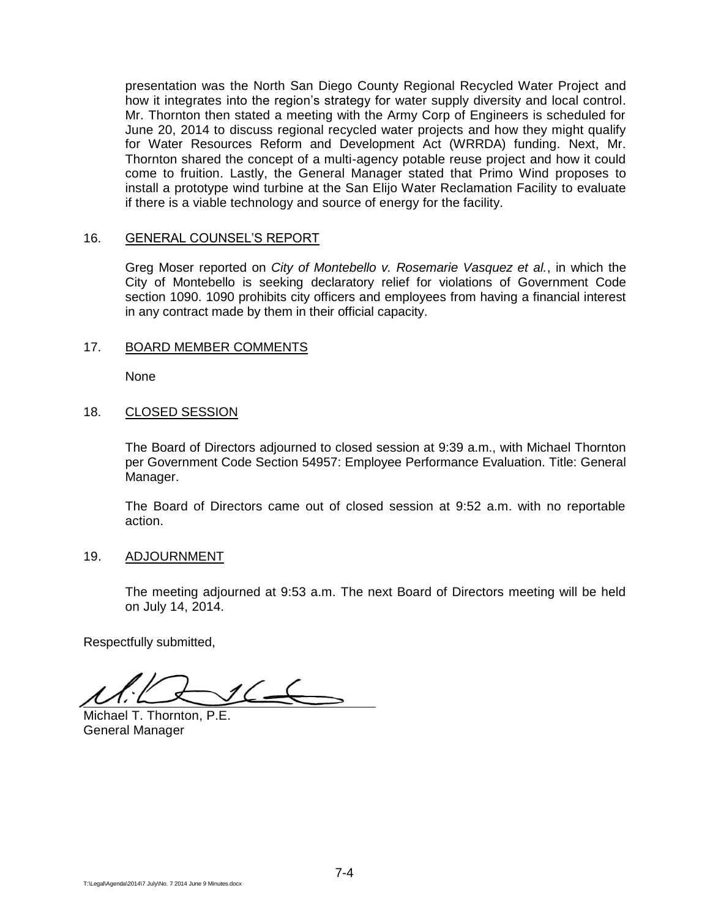presentation was the North San Diego County Regional Recycled Water Project and how it integrates into the region's strategy for water supply diversity and local control. Mr. Thornton then stated a meeting with the Army Corp of Engineers is scheduled for June 20, 2014 to discuss regional recycled water projects and how they might qualify for Water Resources Reform and Development Act (WRRDA) funding. Next, Mr. Thornton shared the concept of a multi-agency potable reuse project and how it could come to fruition. Lastly, the General Manager stated that Primo Wind proposes to install a prototype wind turbine at the San Elijo Water Reclamation Facility to evaluate if there is a viable technology and source of energy for the facility.

16. GENERAL COUNSEL'S REPORT

Greg Moser reported on *City of Montebello v. Rosemarie Vasquez et al.*, in which the City of Montebello is seeking declaratory relief for violations of Government Code section 1090. 1090 prohibits city officers and employees from having a financial interest in any contract made by them in their official capacity.

17. BOARD MEMBER COMMENTS

None

18. CLOSED SESSION

The Board of Directors adjourned to closed session at 9:39 a.m., with Michael Thornton per Government Code Section 54957: Employee Performance Evaluation. Title: General Manager.

The Board of Directors came out of closed session at 9:52 a.m. with no reportable action.

19. ADJOURNMENT

The meeting adjourned at 9:53 a.m. The next Board of Directors meeting will be held on July 14, 2014.

Respectfully submitted,

Michael T. Thornton, P.E.
General Manager

T:\Legal\Agenda\2014\7 July\No. 7 2014 June 9 Minutes.docx